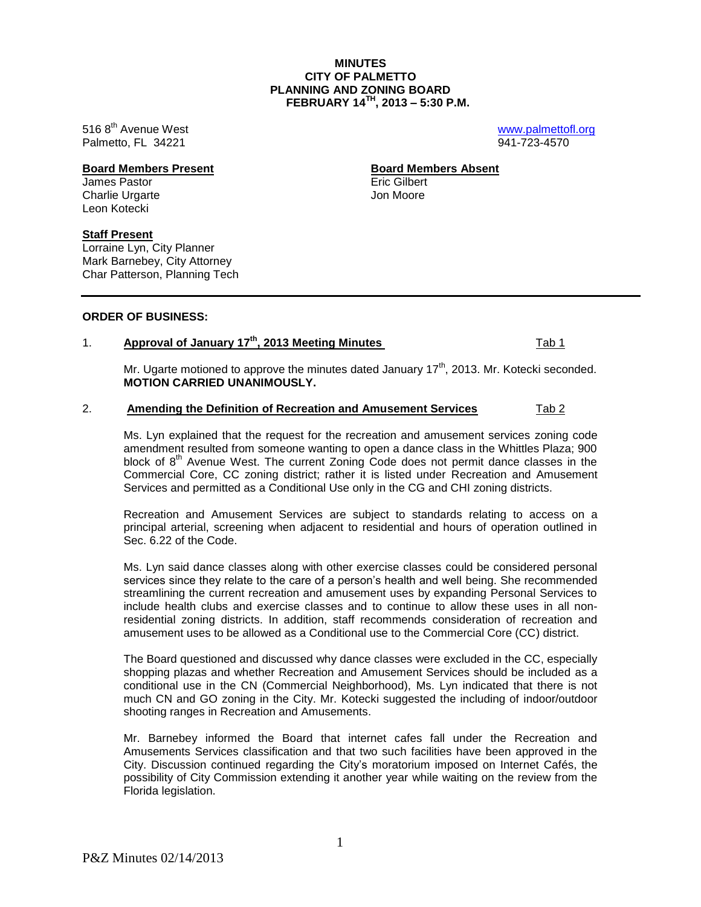**MINUTES**
**CITY OF PALMETTO**
**PLANNING AND ZONING BOARD**
**FEBRUARY 14TH, 2013 – 5:30 P.M.**

516 8th Avenue West
Palmetto, FL 34221

www.palmettofl.org
941-723-4570

**Board Members Present**
James Pastor
Charlie Urgarte
Leon Kotecki

**Board Members Absent**
Eric Gilbert
Jon Moore

**Staff Present**
Lorraine Lyn, City Planner
Mark Barnebey, City Attorney
Char Patterson, Planning Tech

---

**ORDER OF BUSINESS:**

1. **Approval of January 17th, 2013 Meeting Minutes** Tab 1

   Mr. Ugarte motioned to approve the minutes dated January 17th, 2013. Mr. Kotecki seconded. **MOTION CARRIED UNANIMOUSLY.**

2. **Amending the Definition of Recreation and Amusement Services** Tab 2

   Ms. Lyn explained that the request for the recreation and amusement services zoning code amendment resulted from someone wanting to open a dance class in the Whittles Plaza; 900 block of 8th Avenue West. The current Zoning Code does not permit dance classes in the Commercial Core, CC zoning district; rather it is listed under Recreation and Amusement Services and permitted as a Conditional Use only in the CG and CHI zoning districts.

   Recreation and Amusement Services are subject to standards relating to access on a principal arterial, screening when adjacent to residential and hours of operation outlined in Sec. 6.22 of the Code.

   Ms. Lyn said dance classes along with other exercise classes could be considered personal services since they relate to the care of a person's health and well being. She recommended streamlining the current recreation and amusement uses by expanding Personal Services to include health clubs and exercise classes and to continue to allow these uses in all non-residential zoning districts. In addition, staff recommends consideration of recreation and amusement uses to be allowed as a Conditional use to the Commercial Core (CC) district.

   The Board questioned and discussed why dance classes were excluded in the CC, especially shopping plazas and whether Recreation and Amusement Services should be included as a conditional use in the CN (Commercial Neighborhood), Ms. Lyn indicated that there is not much CN and GO zoning in the City. Mr. Kotecki suggested the including of indoor/outdoor shooting ranges in Recreation and Amusements.

   Mr. Barnebey informed the Board that internet cafes fall under the Recreation and Amusements Services classification and that two such facilities have been approved in the City. Discussion continued regarding the City's moratorium imposed on Internet Cafés, the possibility of City Commission extending it another year while waiting on the review from the Florida legislation.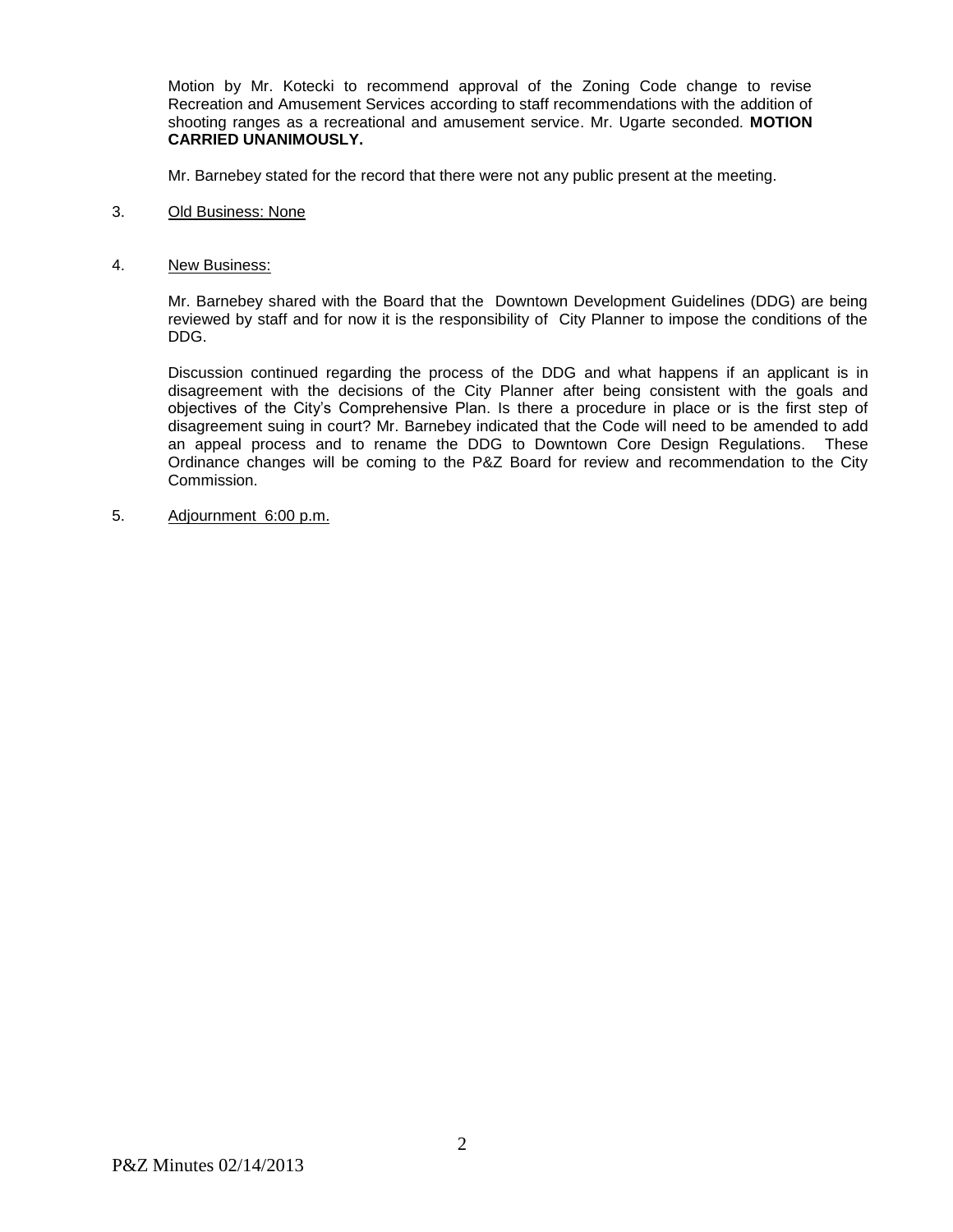Motion by Mr. Kotecki to recommend approval of the Zoning Code change to revise Recreation and Amusement Services according to staff recommendations with the addition of shooting ranges as a recreational and amusement service. Mr. Ugarte seconded. **MOTION CARRIED UNANIMOUSLY.**

Mr. Barnebey stated for the record that there were not any public present at the meeting.

3. Old Business: None

4. New Business:

   Mr. Barnebey shared with the Board that the Downtown Development Guidelines (DDG) are being reviewed by staff and for now it is the responsibility of City Planner to impose the conditions of the DDG.

   Discussion continued regarding the process of the DDG and what happens if an applicant is in disagreement with the decisions of the City Planner after being consistent with the goals and objectives of the City's Comprehensive Plan. Is there a procedure in place or is the first step of disagreement suing in court? Mr. Barnebey indicated that the Code will need to be amended to add an appeal process and to rename the DDG to Downtown Core Design Regulations. These Ordinance changes will be coming to the P&Z Board for review and recommendation to the City Commission.

5. Adjournment 6:00 p.m.